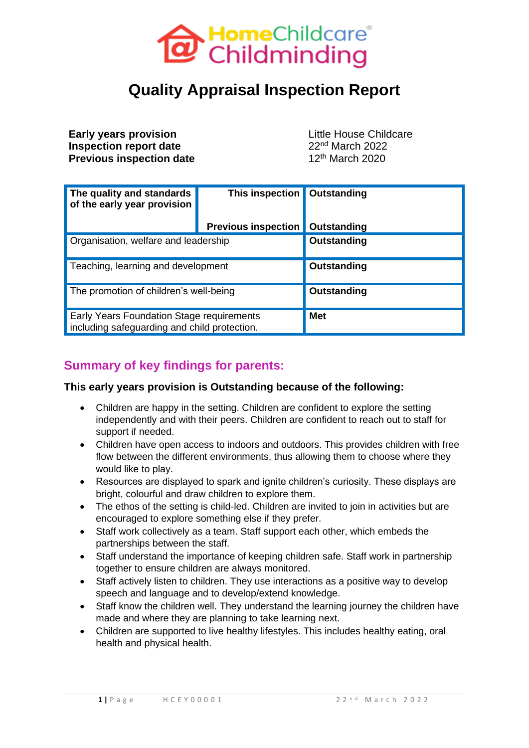HomeChildcare Childminding

# Quality Appraisal Inspection Report

| | |
|---|---|
| **Early years provision** | Little House Childcare |
| **Inspection report date** | 22nd March 2022 |
| **Previous inspection date** | 12th March 2020 |

| The quality and standards of the early year provision | This inspection | **Outstanding** |
|---|---|---|
| | **Previous inspection** | **Outstanding** |
| Organisation, welfare and leadership | | **Outstanding** |
| Teaching, learning and development | | **Outstanding** |
| The promotion of children's well-being | | **Outstanding** |
| Early Years Foundation Stage requirements including safeguarding and child protection. | | **Met** |

## Summary of key findings for parents:

**This early years provision is Outstanding because of the following:**

- Children are happy in the setting. Children are confident to explore the setting independently and with their peers. Children are confident to reach out to staff for support if needed.
- Children have open access to indoors and outdoors. This provides children with free flow between the different environments, thus allowing them to choose where they would like to play.
- Resources are displayed to spark and ignite children's curiosity. These displays are bright, colourful and draw children to explore them.
- The ethos of the setting is child-led. Children are invited to join in activities but are encouraged to explore something else if they prefer.
- Staff work collectively as a team. Staff support each other, which embeds the partnerships between the staff.
- Staff understand the importance of keeping children safe. Staff work in partnership together to ensure children are always monitored.
- Staff actively listen to children. They use interactions as a positive way to develop speech and language and to develop/extend knowledge.
- Staff know the children well. They understand the learning journey the children have made and where they are planning to take learning next.
- Children are supported to live healthy lifestyles. This includes healthy eating, oral health and physical health.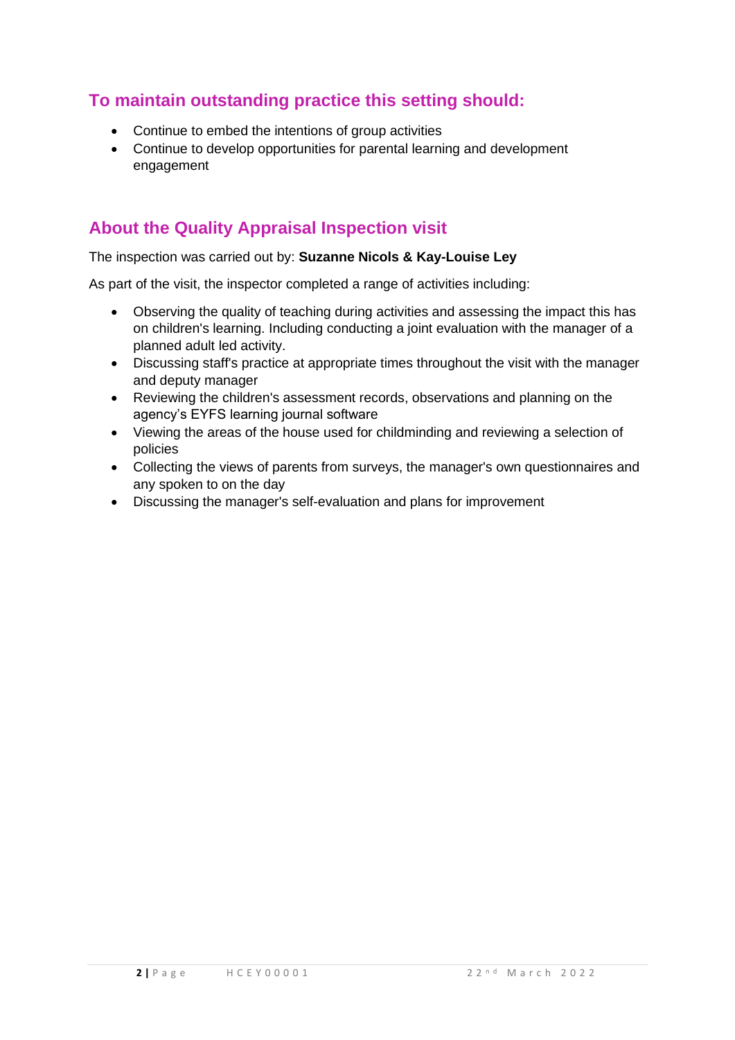## To maintain outstanding practice this setting should:

- Continue to embed the intentions of group activities
- Continue to develop opportunities for parental learning and development engagement

## About the Quality Appraisal Inspection visit

The inspection was carried out by: **Suzanne Nicols & Kay-Louise Ley**

As part of the visit, the inspector completed a range of activities including:

- Observing the quality of teaching during activities and assessing the impact this has on children's learning. Including conducting a joint evaluation with the manager of a planned adult led activity.
- Discussing staff's practice at appropriate times throughout the visit with the manager and deputy manager
- Reviewing the children's assessment records, observations and planning on the agency's EYFS learning journal software
- Viewing the areas of the house used for childminding and reviewing a selection of policies
- Collecting the views of parents from surveys, the manager's own questionnaires and any spoken to on the day
- Discussing the manager's self-evaluation and plans for improvement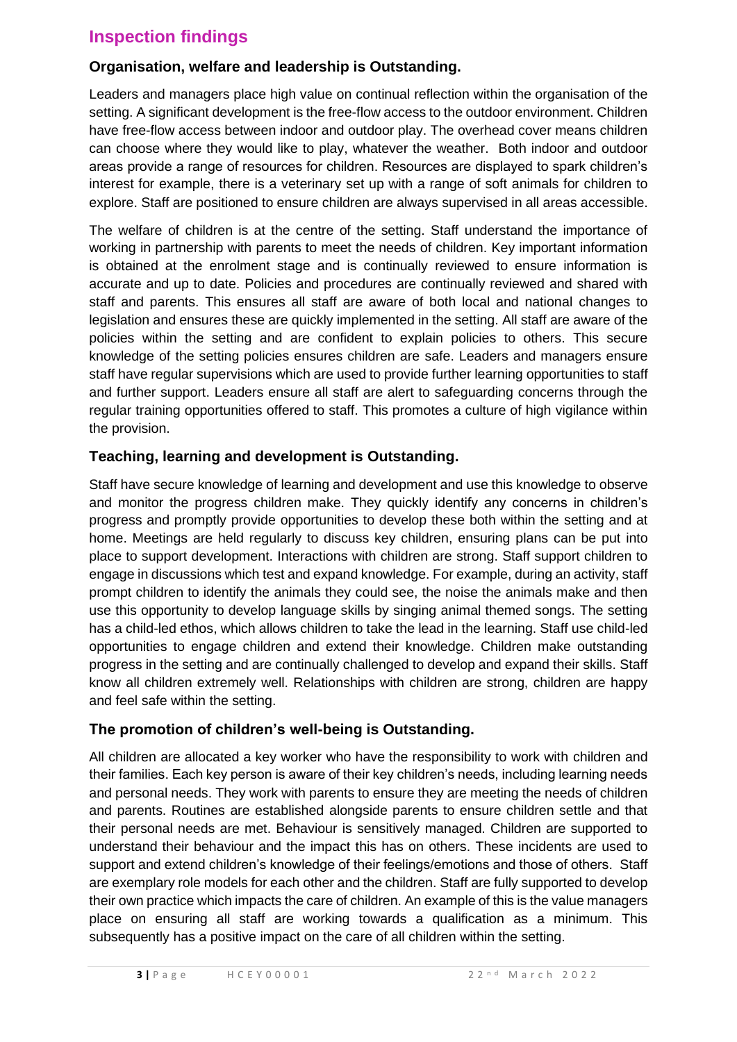## Inspection findings

### Organisation, welfare and leadership is Outstanding.

Leaders and managers place high value on continual reflection within the organisation of the setting. A significant development is the free-flow access to the outdoor environment. Children have free-flow access between indoor and outdoor play. The overhead cover means children can choose where they would like to play, whatever the weather. Both indoor and outdoor areas provide a range of resources for children. Resources are displayed to spark children's interest for example, there is a veterinary set up with a range of soft animals for children to explore. Staff are positioned to ensure children are always supervised in all areas accessible.

The welfare of children is at the centre of the setting. Staff understand the importance of working in partnership with parents to meet the needs of children. Key important information is obtained at the enrolment stage and is continually reviewed to ensure information is accurate and up to date. Policies and procedures are continually reviewed and shared with staff and parents. This ensures all staff are aware of both local and national changes to legislation and ensures these are quickly implemented in the setting. All staff are aware of the policies within the setting and are confident to explain policies to others. This secure knowledge of the setting policies ensures children are safe. Leaders and managers ensure staff have regular supervisions which are used to provide further learning opportunities to staff and further support. Leaders ensure all staff are alert to safeguarding concerns through the regular training opportunities offered to staff. This promotes a culture of high vigilance within the provision.

### Teaching, learning and development is Outstanding.

Staff have secure knowledge of learning and development and use this knowledge to observe and monitor the progress children make. They quickly identify any concerns in children's progress and promptly provide opportunities to develop these both within the setting and at home. Meetings are held regularly to discuss key children, ensuring plans can be put into place to support development. Interactions with children are strong. Staff support children to engage in discussions which test and expand knowledge. For example, during an activity, staff prompt children to identify the animals they could see, the noise the animals make and then use this opportunity to develop language skills by singing animal themed songs. The setting has a child-led ethos, which allows children to take the lead in the learning. Staff use child-led opportunities to engage children and extend their knowledge. Children make outstanding progress in the setting and are continually challenged to develop and expand their skills. Staff know all children extremely well. Relationships with children are strong, children are happy and feel safe within the setting.

### The promotion of children's well-being is Outstanding.

All children are allocated a key worker who have the responsibility to work with children and their families. Each key person is aware of their key children's needs, including learning needs and personal needs. They work with parents to ensure they are meeting the needs of children and parents. Routines are established alongside parents to ensure children settle and that their personal needs are met. Behaviour is sensitively managed. Children are supported to understand their behaviour and the impact this has on others. These incidents are used to support and extend children's knowledge of their feelings/emotions and those of others. Staff are exemplary role models for each other and the children. Staff are fully supported to develop their own practice which impacts the care of children. An example of this is the value managers place on ensuring all staff are working towards a qualification as a minimum. This subsequently has a positive impact on the care of all children within the setting.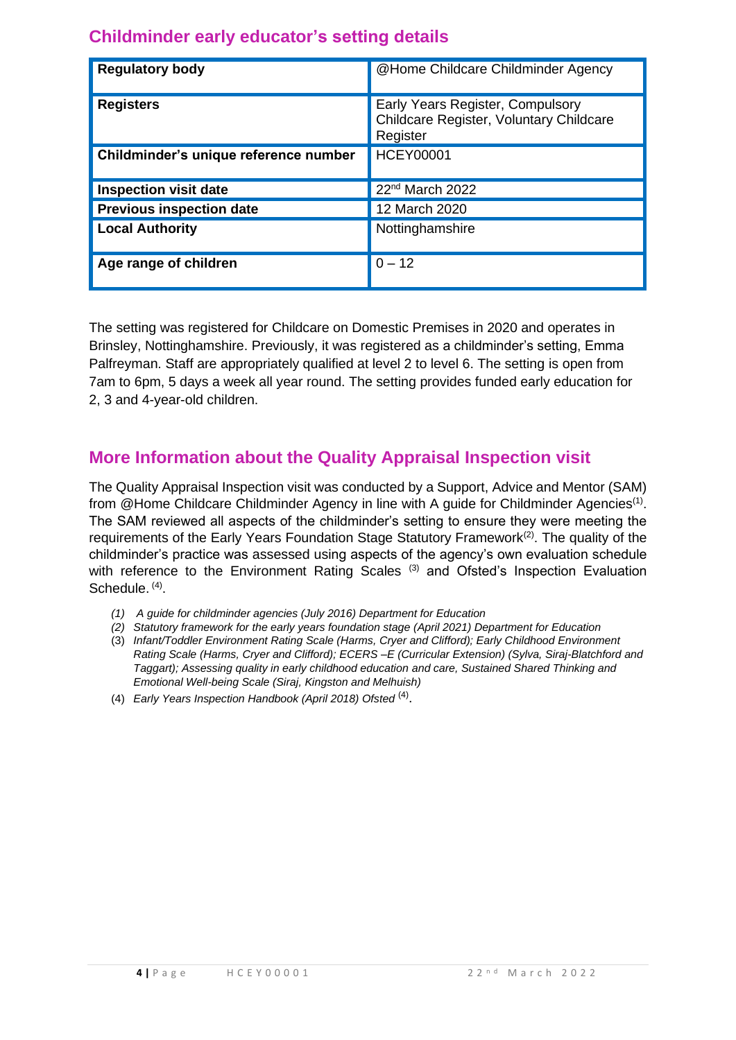## Childminder early educator's setting details

| | |
|---|---|
| **Regulatory body** | @Home Childcare Childminder Agency |
| **Registers** | Early Years Register, Compulsory Childcare Register, Voluntary Childcare Register |
| **Childminder's unique reference number** | HCEY00001 |
| **Inspection visit date** | 22nd March 2022 |
| **Previous inspection date** | 12 March 2020 |
| **Local Authority** | Nottinghamshire |
| **Age range of children** | 0 – 12 |

The setting was registered for Childcare on Domestic Premises in 2020 and operates in Brinsley, Nottinghamshire. Previously, it was registered as a childminder's setting, Emma Palfreyman. Staff are appropriately qualified at level 2 to level 6. The setting is open from 7am to 6pm, 5 days a week all year round. The setting provides funded early education for 2, 3 and 4-year-old children.

## More Information about the Quality Appraisal Inspection visit

The Quality Appraisal Inspection visit was conducted by a Support, Advice and Mentor (SAM) from @Home Childcare Childminder Agency in line with A guide for Childminder Agencies[1]. The SAM reviewed all aspects of the childminder's setting to ensure they were meeting the requirements of the Early Years Foundation Stage Statutory Framework[2]. The quality of the childminder's practice was assessed using aspects of the agency's own evaluation schedule with reference to the Environment Rating Scales [3] and Ofsted's Inspection Evaluation Schedule. [4].

*(1) A guide for childminder agencies (July 2016) Department for Education*

*(2) Statutory framework for the early years foundation stage (April 2021) Department for Education*

(3) *Infant/Toddler Environment Rating Scale (Harms, Cryer and Clifford); Early Childhood Environment Rating Scale (Harms, Cryer and Clifford); ECERS –E (Curricular Extension) (Sylva, Siraj-Blatchford and Taggart); Assessing quality in early childhood education and care, Sustained Shared Thinking and Emotional Well-being Scale (Siraj, Kingston and Melhuish)*

(4) *Early Years Inspection Handbook (April 2018) Ofsted* [4].